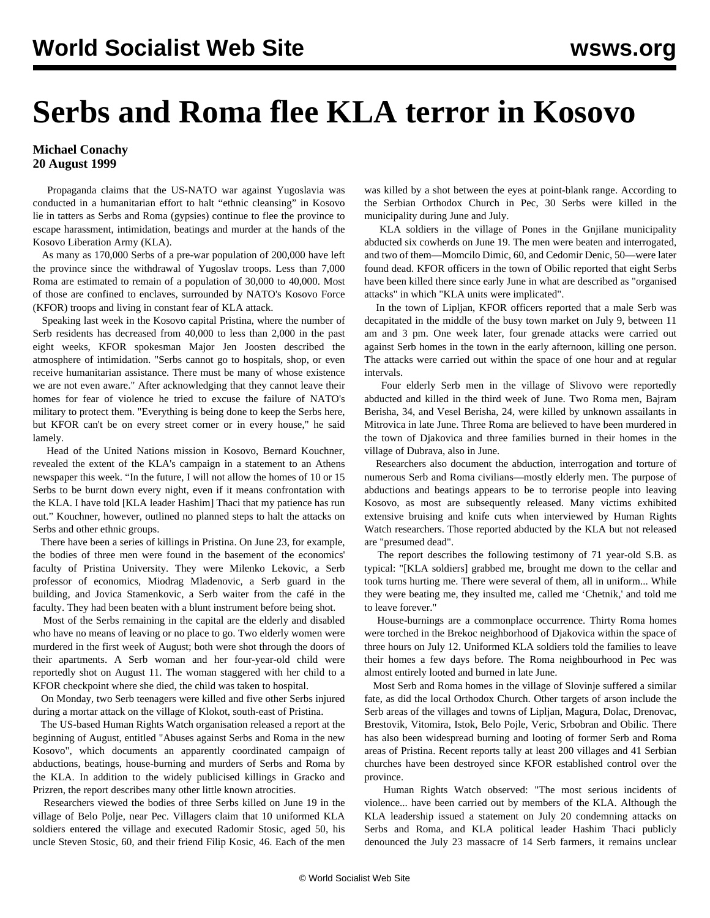# Serbs and Roma flee KLA terror in Kosovo

**Michael Conachy**
**20 August 1999**

Propaganda claims that the US-NATO war against Yugoslavia was conducted in a humanitarian effort to halt "ethnic cleansing" in Kosovo lie in tatters as Serbs and Roma (gypsies) continue to flee the province to escape harassment, intimidation, beatings and murder at the hands of the Kosovo Liberation Army (KLA).

As many as 170,000 Serbs of a pre-war population of 200,000 have left the province since the withdrawal of Yugoslav troops. Less than 7,000 Roma are estimated to remain of a population of 30,000 to 40,000. Most of those are confined to enclaves, surrounded by NATO's Kosovo Force (KFOR) troops and living in constant fear of KLA attack.

Speaking last week in the Kosovo capital Pristina, where the number of Serb residents has decreased from 40,000 to less than 2,000 in the past eight weeks, KFOR spokesman Major Jen Joosten described the atmosphere of intimidation. "Serbs cannot go to hospitals, shop, or even receive humanitarian assistance. There must be many of whose existence we are not even aware." After acknowledging that they cannot leave their homes for fear of violence he tried to excuse the failure of NATO's military to protect them. "Everything is being done to keep the Serbs here, but KFOR can't be on every street corner or in every house," he said lamely.

Head of the United Nations mission in Kosovo, Bernard Kouchner, revealed the extent of the KLA's campaign in a statement to an Athens newspaper this week. "In the future, I will not allow the homes of 10 or 15 Serbs to be burnt down every night, even if it means confrontation with the KLA. I have told [KLA leader Hashim] Thaci that my patience has run out." Kouchner, however, outlined no planned steps to halt the attacks on Serbs and other ethnic groups.

There have been a series of killings in Pristina. On June 23, for example, the bodies of three men were found in the basement of the economics' faculty of Pristina University. They were Milenko Lekovic, a Serb professor of economics, Miodrag Mladenovic, a Serb guard in the building, and Jovica Stamenkovic, a Serb waiter from the café in the faculty. They had been beaten with a blunt instrument before being shot.

Most of the Serbs remaining in the capital are the elderly and disabled who have no means of leaving or no place to go. Two elderly women were murdered in the first week of August; both were shot through the doors of their apartments. A Serb woman and her four-year-old child were reportedly shot on August 11. The woman staggered with her child to a KFOR checkpoint where she died, the child was taken to hospital.

On Monday, two Serb teenagers were killed and five other Serbs injured during a mortar attack on the village of Klokot, south-east of Pristina.

The US-based Human Rights Watch organisation released a report at the beginning of August, entitled "Abuses against Serbs and Roma in the new Kosovo", which documents an apparently coordinated campaign of abductions, beatings, house-burning and murders of Serbs and Roma by the KLA. In addition to the widely publicised killings in Gracko and Prizren, the report describes many other little known atrocities.

Researchers viewed the bodies of three Serbs killed on June 19 in the village of Belo Polje, near Pec. Villagers claim that 10 uniformed KLA soldiers entered the village and executed Radomir Stosic, aged 50, his uncle Steven Stosic, 60, and their friend Filip Kosic, 46. Each of the men was killed by a shot between the eyes at point-blank range. According to the Serbian Orthodox Church in Pec, 30 Serbs were killed in the municipality during June and July.

KLA soldiers in the village of Pones in the Gnjilane municipality abducted six cowherds on June 19. The men were beaten and interrogated, and two of them—Momcilo Dimic, 60, and Cedomir Denic, 50—were later found dead. KFOR officers in the town of Obilic reported that eight Serbs have been killed there since early June in what are described as "organised attacks" in which "KLA units were implicated".

In the town of Lipljan, KFOR officers reported that a male Serb was decapitated in the middle of the busy town market on July 9, between 11 am and 3 pm. One week later, four grenade attacks were carried out against Serb homes in the town in the early afternoon, killing one person. The attacks were carried out within the space of one hour and at regular intervals.

Four elderly Serb men in the village of Slivovo were reportedly abducted and killed in the third week of June. Two Roma men, Bajram Berisha, 34, and Vesel Berisha, 24, were killed by unknown assailants in Mitrovica in late June. Three Roma are believed to have been murdered in the town of Djakovica and three families burned in their homes in the village of Dubrava, also in June.

Researchers also document the abduction, interrogation and torture of numerous Serb and Roma civilians—mostly elderly men. The purpose of abductions and beatings appears to be to terrorise people into leaving Kosovo, as most are subsequently released. Many victims exhibited extensive bruising and knife cuts when interviewed by Human Rights Watch researchers. Those reported abducted by the KLA but not released are "presumed dead".

The report describes the following testimony of 71 year-old S.B. as typical: "[KLA soldiers] grabbed me, brought me down to the cellar and took turns hurting me. There were several of them, all in uniform... While they were beating me, they insulted me, called me 'Chetnik,' and told me to leave forever."

House-burnings are a commonplace occurrence. Thirty Roma homes were torched in the Brekoc neighborhood of Djakovica within the space of three hours on July 12. Uniformed KLA soldiers told the families to leave their homes a few days before. The Roma neighbourhood in Pec was almost entirely looted and burned in late June.

Most Serb and Roma homes in the village of Slovinje suffered a similar fate, as did the local Orthodox Church. Other targets of arson include the Serb areas of the villages and towns of Lipljan, Magura, Dolac, Drenovac, Brestovik, Vitomira, Istok, Belo Pojle, Veric, Srbobran and Obilic. There has also been widespread burning and looting of former Serb and Roma areas of Pristina. Recent reports tally at least 200 villages and 41 Serbian churches have been destroyed since KFOR established control over the province.

Human Rights Watch observed: "The most serious incidents of violence... have been carried out by members of the KLA. Although the KLA leadership issued a statement on July 20 condemning attacks on Serbs and Roma, and KLA political leader Hashim Thaci publicly denounced the July 23 massacre of 14 Serb farmers, it remains unclear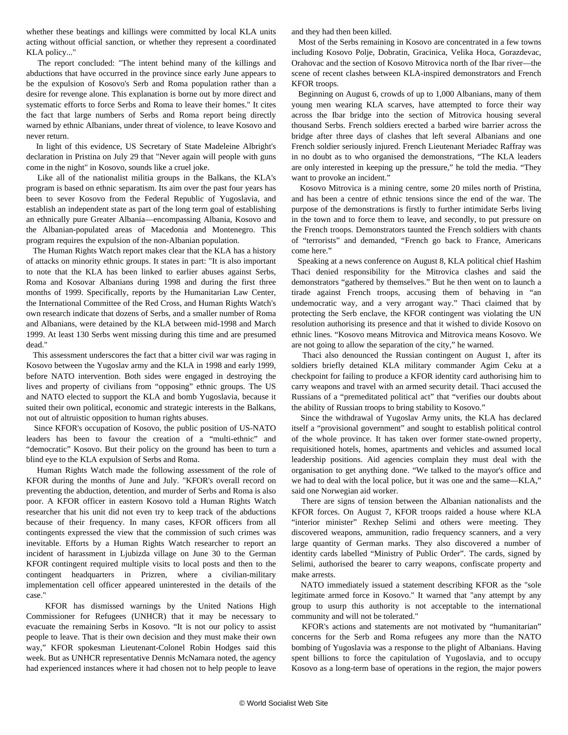whether these beatings and killings were committed by local KLA units acting without official sanction, or whether they represent a coordinated KLA policy..."

The report concluded: "The intent behind many of the killings and abductions that have occurred in the province since early June appears to be the expulsion of Kosovo's Serb and Roma population rather than a desire for revenge alone. This explanation is borne out by more direct and systematic efforts to force Serbs and Roma to leave their homes." It cites the fact that large numbers of Serbs and Roma report being directly warned by ethnic Albanians, under threat of violence, to leave Kosovo and never return.

In light of this evidence, US Secretary of State Madeleine Albright's declaration in Pristina on July 29 that "Never again will people with guns come in the night" in Kosovo, sounds like a cruel joke.

Like all of the nationalist militia groups in the Balkans, the KLA's program is based on ethnic separatism. Its aim over the past four years has been to sever Kosovo from the Federal Republic of Yugoslavia, and establish an independent state as part of the long term goal of establishing an ethnically pure Greater Albania—encompassing Albania, Kosovo and the Albanian-populated areas of Macedonia and Montenegro. This program requires the expulsion of the non-Albanian population.

The Human Rights Watch report makes clear that the KLA has a history of attacks on minority ethnic groups. It states in part: "It is also important to note that the KLA has been linked to earlier abuses against Serbs, Roma and Kosovar Albanians during 1998 and during the first three months of 1999. Specifically, reports by the Humanitarian Law Center, the International Committee of the Red Cross, and Human Rights Watch's own research indicate that dozens of Serbs, and a smaller number of Roma and Albanians, were detained by the KLA between mid-1998 and March 1999. At least 130 Serbs went missing during this time and are presumed dead."

This assessment underscores the fact that a bitter civil war was raging in Kosovo between the Yugoslav army and the KLA in 1998 and early 1999, before NATO intervention. Both sides were engaged in destroying the lives and property of civilians from "opposing" ethnic groups. The US and NATO elected to support the KLA and bomb Yugoslavia, because it suited their own political, economic and strategic interests in the Balkans, not out of altruistic opposition to human rights abuses.

Since KFOR's occupation of Kosovo, the public position of US-NATO leaders has been to favour the creation of a "multi-ethnic" and "democratic" Kosovo. But their policy on the ground has been to turn a blind eye to the KLA expulsion of Serbs and Roma.

Human Rights Watch made the following assessment of the role of KFOR during the months of June and July. "KFOR's overall record on preventing the abduction, detention, and murder of Serbs and Roma is also poor. A KFOR officer in eastern Kosovo told a Human Rights Watch researcher that his unit did not even try to keep track of the abductions because of their frequency. In many cases, KFOR officers from all contingents expressed the view that the commission of such crimes was inevitable. Efforts by a Human Rights Watch researcher to report an incident of harassment in Ljubizda village on June 30 to the German KFOR contingent required multiple visits to local posts and then to the contingent headquarters in Prizren, where a civilian-military implementation cell officer appeared uninterested in the details of the case."

KFOR has dismissed warnings by the United Nations High Commissioner for Refugees (UNHCR) that it may be necessary to evacuate the remaining Serbs in Kosovo. "It is not our policy to assist people to leave. That is their own decision and they must make their own way," KFOR spokesman Lieutenant-Colonel Robin Hodges said this week. But as UNHCR representative Dennis McNamara noted, the agency had experienced instances where it had chosen not to help people to leave and they had then been killed.

Most of the Serbs remaining in Kosovo are concentrated in a few towns including Kosovo Polje, Dobratin, Gracinica, Velika Hoca, Gorazdevac, Orahovac and the section of Kosovo Mitrovica north of the Ibar river—the scene of recent clashes between KLA-inspired demonstrators and French KFOR troops.

Beginning on August 6, crowds of up to 1,000 Albanians, many of them young men wearing KLA scarves, have attempted to force their way across the Ibar bridge into the section of Mitrovica housing several thousand Serbs. French soldiers erected a barbed wire barrier across the bridge after three days of clashes that left several Albanians and one French soldier seriously injured. French Lieutenant Meriadec Raffray was in no doubt as to who organised the demonstrations, "The KLA leaders are only interested in keeping up the pressure," he told the media. "They want to provoke an incident."

Kosovo Mitrovica is a mining centre, some 20 miles north of Pristina, and has been a centre of ethnic tensions since the end of the war. The purpose of the demonstrations is firstly to further intimidate Serbs living in the town and to force them to leave, and secondly, to put pressure on the French troops. Demonstrators taunted the French soldiers with chants of "terrorists" and demanded, "French go back to France, Americans come here."

Speaking at a news conference on August 8, KLA political chief Hashim Thaci denied responsibility for the Mitrovica clashes and said the demonstrators "gathered by themselves." But he then went on to launch a tirade against French troops, accusing them of behaving in "an undemocratic way, and a very arrogant way." Thaci claimed that by protecting the Serb enclave, the KFOR contingent was violating the UN resolution authorising its presence and that it wished to divide Kosovo on ethnic lines. "Kosovo means Mitrovica and Mitrovica means Kosovo. We are not going to allow the separation of the city," he warned.

Thaci also denounced the Russian contingent on August 1, after its soldiers briefly detained KLA military commander Agim Ceku at a checkpoint for failing to produce a KFOR identity card authorising him to carry weapons and travel with an armed security detail. Thaci accused the Russians of a "premeditated political act" that "verifies our doubts about the ability of Russian troops to bring stability to Kosovo."

Since the withdrawal of Yugoslav Army units, the KLA has declared itself a "provisional government" and sought to establish political control of the whole province. It has taken over former state-owned property, requisitioned hotels, homes, apartments and vehicles and assumed local leadership positions. Aid agencies complain they must deal with the organisation to get anything done. "We talked to the mayor's office and we had to deal with the local police, but it was one and the same—KLA," said one Norwegian aid worker.

There are signs of tension between the Albanian nationalists and the KFOR forces. On August 7, KFOR troops raided a house where KLA "interior minister" Rexhep Selimi and others were meeting. They discovered weapons, ammunition, radio frequency scanners, and a very large quantity of German marks. They also discovered a number of identity cards labelled "Ministry of Public Order". The cards, signed by Selimi, authorised the bearer to carry weapons, confiscate property and make arrests.

NATO immediately issued a statement describing KFOR as the "sole legitimate armed force in Kosovo." It warned that "any attempt by any group to usurp this authority is not acceptable to the international community and will not be tolerated."

KFOR's actions and statements are not motivated by "humanitarian" concerns for the Serb and Roma refugees any more than the NATO bombing of Yugoslavia was a response to the plight of Albanians. Having spent billions to force the capitulation of Yugoslavia, and to occupy Kosovo as a long-term base of operations in the region, the major powers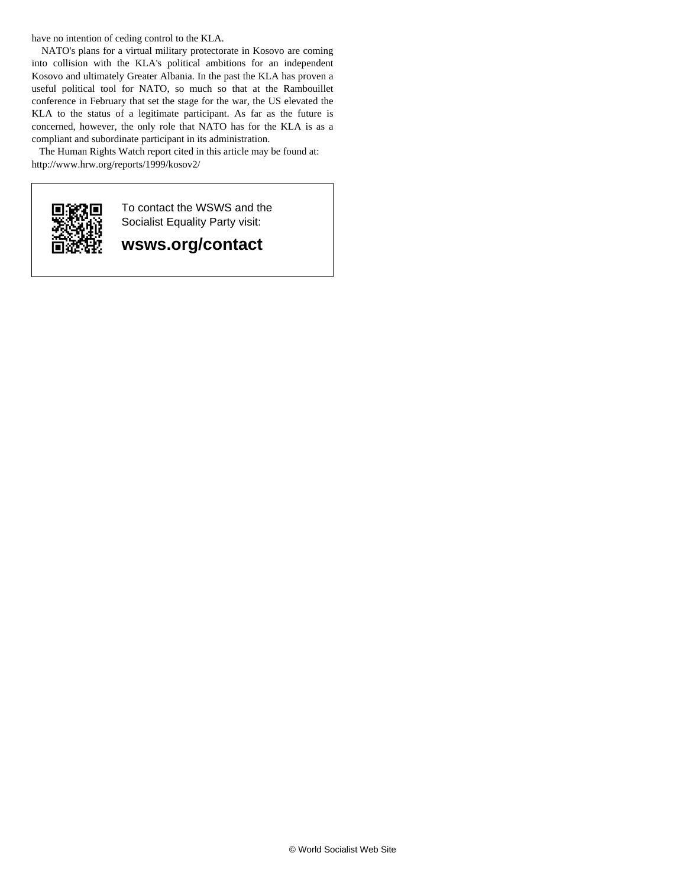have no intention of ceding control to the KLA.

NATO's plans for a virtual military protectorate in Kosovo are coming into collision with the KLA's political ambitions for an independent Kosovo and ultimately Greater Albania. In the past the KLA has proven a useful political tool for NATO, so much so that at the Rambouillet conference in February that set the stage for the war, the US elevated the KLA to the status of a legitimate participant. As far as the future is concerned, however, the only role that NATO has for the KLA is as a compliant and subordinate participant in its administration.

The Human Rights Watch report cited in this article may be found at: http://www.hrw.org/reports/1999/kosov2/

To contact the WSWS and the Socialist Equality Party visit:

**wsws.org/contact**